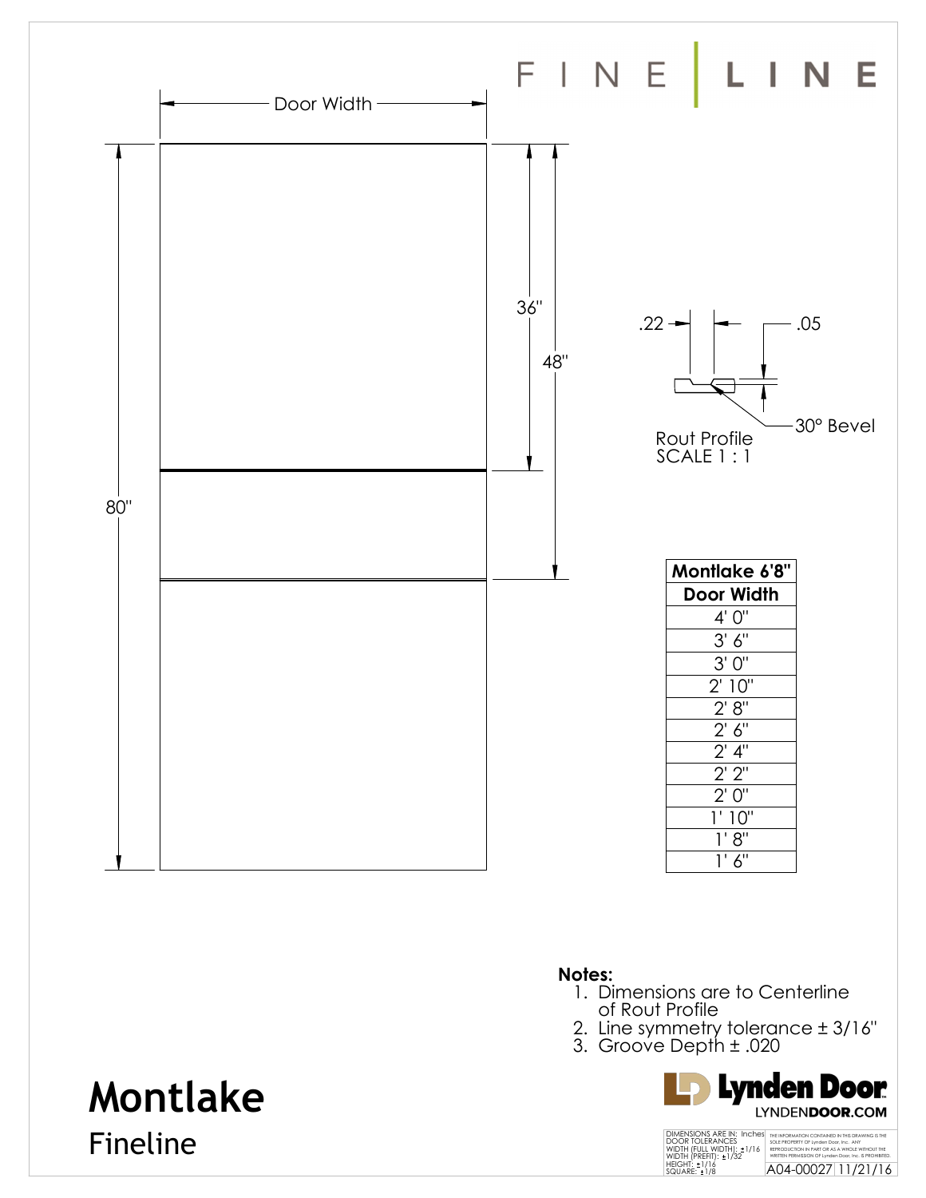FINE | LINE

Door Width

36"

48"

80"

.22

.05

30° Bevel

Rout Profile
SCALE 1 : 1

| Montlake 6'8" |
|---|
| **Door Width** |
| 4' 0" |
| 3' 6" |
| 3' 0" |
| 2' 10" |
| 2' 8" |
| 2' 6" |
| 2' 4" |
| 2' 2" |
| 2' 0" |
| 1' 10" |
| 1' 8" |
| 1' 6" |

**Notes:**

1. Dimensions are to Centerline of Rout Profile
2. Line symmetry tolerance ± 3/16"
3. Groove Depth ± .020

# Montlake

## Fineline

Lynden Door
LYNDENDOOR.COM

DIMENSIONS ARE IN: Inches
DOOR TOLERANCES
WIDTH (FULL WIDTH): ±1/16
WIDTH (PREFIT): ±1/32
HEIGHT: ±1/16
SQUARE: ±1/8

THE INFORMATION CONTAINED IN THIS DRAWING IS THE SOLE PROPERTY OF Lynden Door, Inc. ANY REPRODUCTION IN PART OR AS A WHOLE WITHOUT THE WRITTEN PERMISSION OF Lynden Door, Inc. IS PROHIBITED.

A04-00027 11/21/16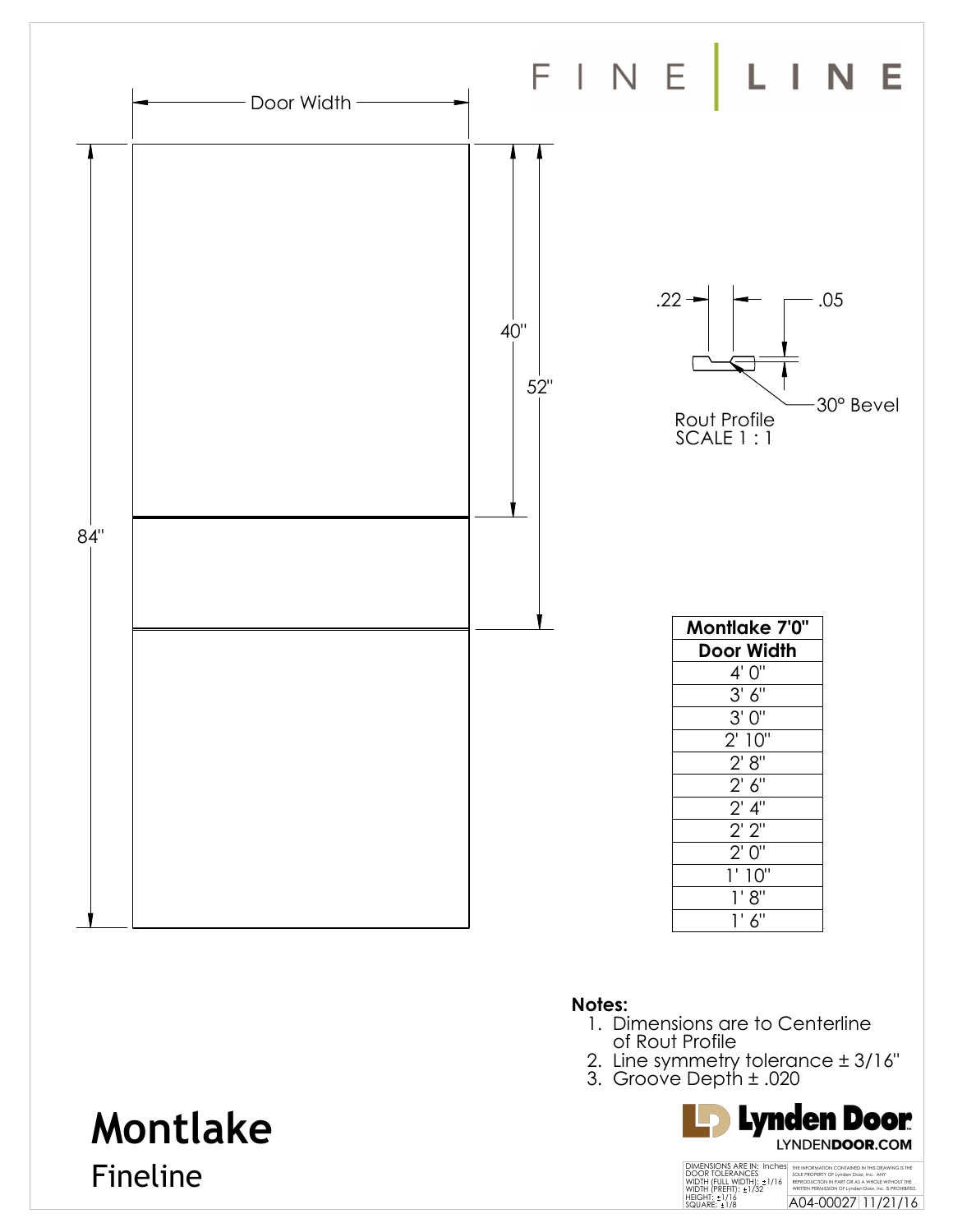FINE | LINE

Door Width

40"

52"

84"

.22

.05

30° Bevel

Rout Profile
SCALE 1 : 1

| Montlake 7'0" |
|---|
| **Door Width** |
| 4' 0" |
| 3' 6" |
| 3' 0" |
| 2' 10" |
| 2' 8" |
| 2' 6" |
| 2' 4" |
| 2' 2" |
| 2' 0" |
| 1' 10" |
| 1' 8" |
| 1' 6" |

**Notes:**

1. Dimensions are to Centerline of Rout Profile
2. Line symmetry tolerance ± 3/16"
3. Groove Depth ± .020

# Montlake

## Fineline

Lynden Door
LYNDENDOOR.COM

DIMENSIONS ARE IN: Inches
DOOR TOLERANCES
WIDTH (FULL WIDTH): ±1/16
WIDTH (PREFIT): ±1/32
HEIGHT: ±1/16
SQUARE: ±1/8

THE INFORMATION CONTAINED IN THIS DRAWING IS THE SOLE PROPERTY OF Lynden Door, Inc. ANY REPRODUCTION IN PART OR AS A WHOLE WITHOUT THE WRITTEN PERMISSION OF Lynden Door, Inc. IS PROHIBITED.

A04-00027 11/21/16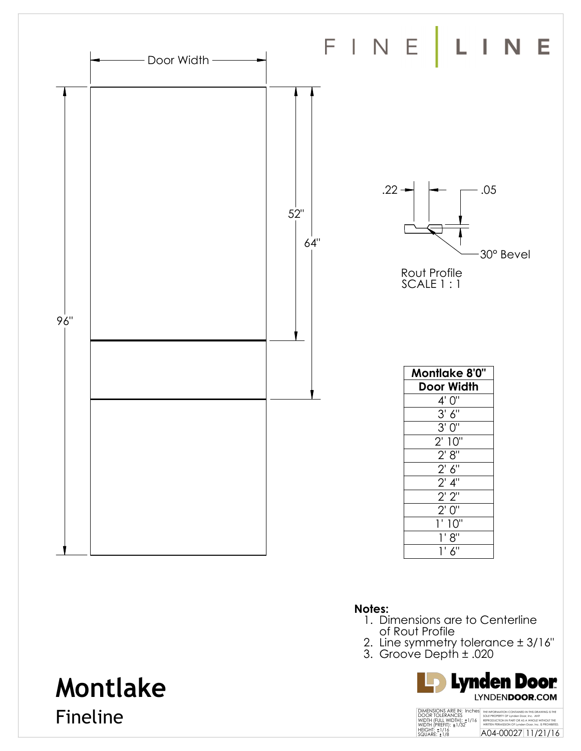FINE | LINE

Door Width

96"

52"

64"

.22

.05

30° Bevel

Rout Profile
SCALE 1 : 1

| Montlake 8'0" |
|---|
| **Door Width** |
| 4' 0" |
| 3' 6" |
| 3' 0" |
| 2' 10" |
| 2' 8" |
| 2' 6" |
| 2' 4" |
| 2' 2" |
| 2' 0" |
| 1' 10" |
| 1' 8" |
| 1' 6" |

**Notes:**

1. Dimensions are to Centerline of Rout Profile
2. Line symmetry tolerance ± 3/16"
3. Groove Depth ± .020

# Montlake

## Fineline

Lynden Door
LYNDENDOOR.COM

DIMENSIONS ARE IN: Inches
DOOR TOLERANCES
WIDTH (FULL WIDTH): ±1/16
WIDTH (PREFIT): ±1/32
HEIGHT: ±1/16
SQUARE: ±1/8

THE INFORMATION CONTAINED IN THIS DRAWING IS THE SOLE PROPERTY OF Lynden Door, Inc. ANY REPRODUCTION IN PART OR AS A WHOLE WITHOUT THE WRITTEN PERMISSION OF Lynden Door, Inc. IS PROHIBITED.

A04-00027 11/21/16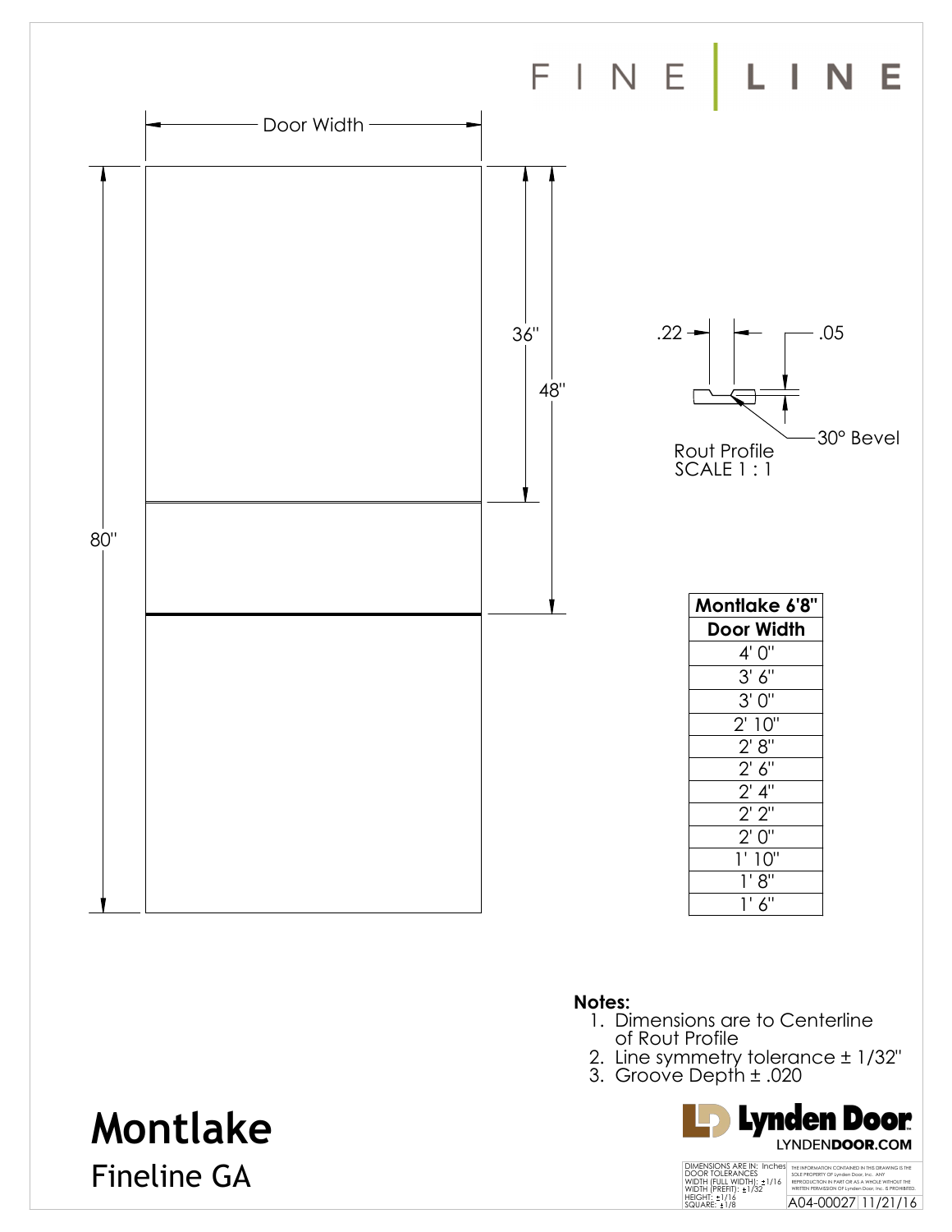FINE | LINE

Door Width

80"

36"

48"

.22

.05

30° Bevel

Rout Profile
SCALE 1 : 1

| Montlake 6'8" |
|---|
| **Door Width** |
| 4' 0" |
| 3' 6" |
| 3' 0" |
| 2' 10" |
| 2' 8" |
| 2' 6" |
| 2' 4" |
| 2' 2" |
| 2' 0" |
| 1' 10" |
| 1' 8" |
| 1' 6" |

**Notes:**

1. Dimensions are to Centerline of Rout Profile
2. Line symmetry tolerance ± 1/32"
3. Groove Depth ± .020

# Montlake

Fineline GA

Lynden Door
LYNDEN**DOOR**.COM

DIMENSIONS ARE IN: Inches
DOOR TOLERANCES
WIDTH (FULL WIDTH): ±1/16
WIDTH (PREFIT): ±1/32
HEIGHT: ±1/16
SQUARE: ±1/8

THE INFORMATION CONTAINED IN THIS DRAWING IS THE SOLE PROPERTY OF Lynden Door, Inc. ANY REPRODUCTION IN PART OR AS A WHOLE WITHOUT THE WRITTEN PERMISSION OF Lynden Door, Inc. IS PROHIBITED.

A04-00027 11/21/16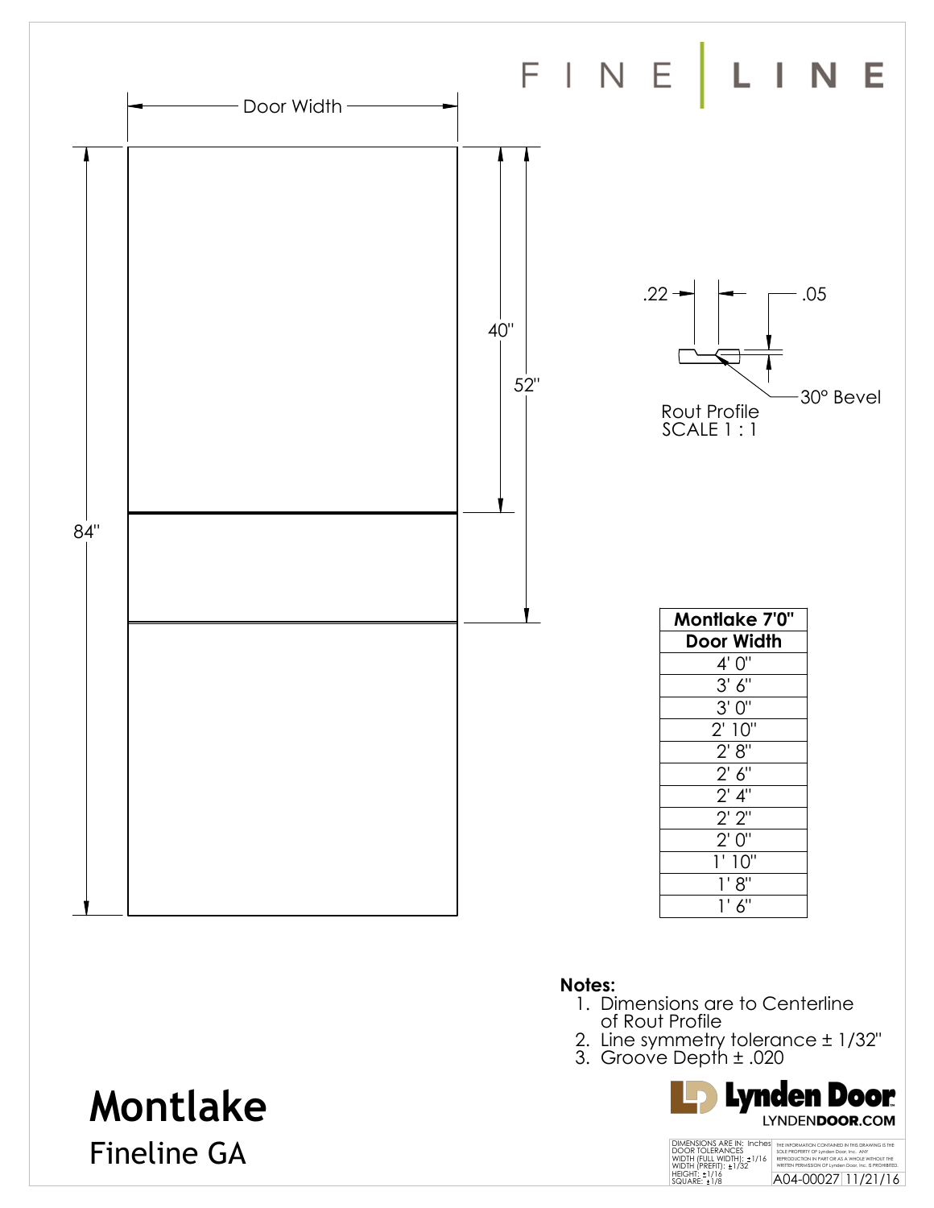FINE | LINE

Door Width

40"

52"

84"

.22

.05

30° Bevel

Rout Profile
SCALE 1 : 1

| Montlake 7'0" |
| --- |
| **Door Width** |
| 4' 0" |
| 3' 6" |
| 3' 0" |
| 2' 10" |
| 2' 8" |
| 2' 6" |
| 2' 4" |
| 2' 2" |
| 2' 0" |
| 1' 10" |
| 1' 8" |
| 1' 6" |

**Notes:**

1. Dimensions are to Centerline of Rout Profile
2. Line symmetry tolerance ± 1/32"
3. Groove Depth ± .020

Lynden Door
LYNDENDOOR.COM

# Montlake

## Fineline GA

DIMENSIONS ARE IN: Inches
DOOR TOLERANCES
WIDTH (FULL WIDTH): ±1/16
WIDTH (PREFIT): ±1/32
HEIGHT: ±1/16
SQUARE: ±1/8

THE INFORMATION CONTAINED IN THIS DRAWING IS THE SOLE PROPERTY OF Lynden Door, Inc. ANY REPRODUCTION IN PART OR AS A WHOLE WITHOUT THE WRITTEN PERMISSION OF Lynden Door, Inc. IS PROHIBITED.

A04-00027 | 11/21/16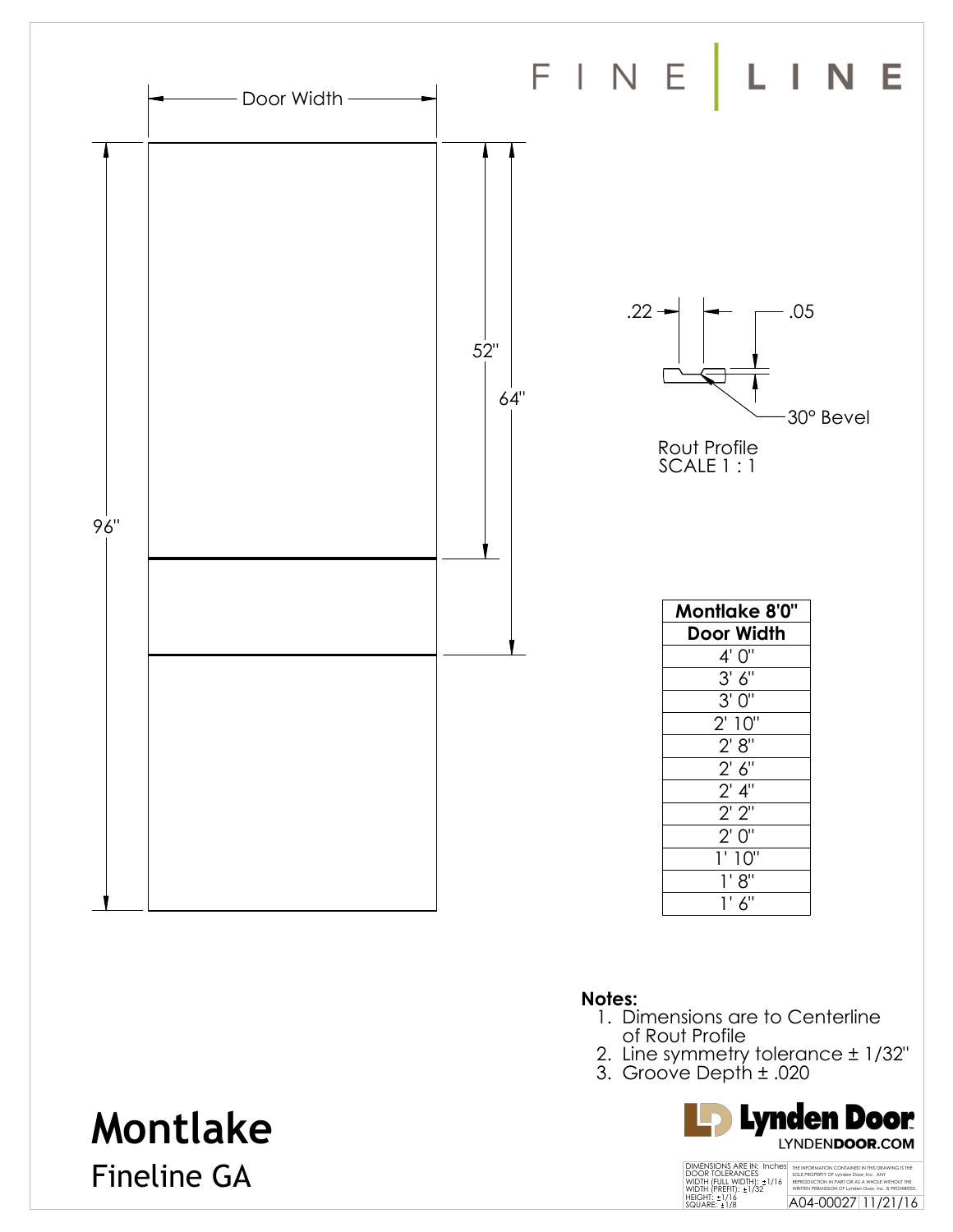FINE | LINE

Door Width

96"

52"

64"

.22

.05

30° Bevel

Rout Profile
SCALE 1 : 1

| Montlake 8'0" |
| --- |
| **Door Width** |
| 4' 0" |
| 3' 6" |
| 3' 0" |
| 2' 10" |
| 2' 8" |
| 2' 6" |
| 2' 4" |
| 2' 2" |
| 2' 0" |
| 1' 10" |
| 1' 8" |
| 1' 6" |

**Notes:**

1. Dimensions are to Centerline of Rout Profile
2. Line symmetry tolerance ± 1/32"
3. Groove Depth ± .020

# Montlake

## Fineline GA

Lynden Door
LYNDENDOOR.COM

DIMENSIONS ARE IN: Inches
DOOR TOLERANCES
WIDTH (FULL WIDTH): ±1/16
WIDTH (PREFIT): ±1/32
HEIGHT: ±1/16
SQUARE: ±1/8

THE INFORMATION CONTAINED IN THIS DRAWING IS THE SOLE PROPERTY OF Lynden Door, Inc. ANY REPRODUCTION IN PART OR AS A WHOLE WITHOUT THE WRITTEN PERMISSION OF Lynden Door, Inc. IS PROHIBITED.

A04-00027 11/21/16